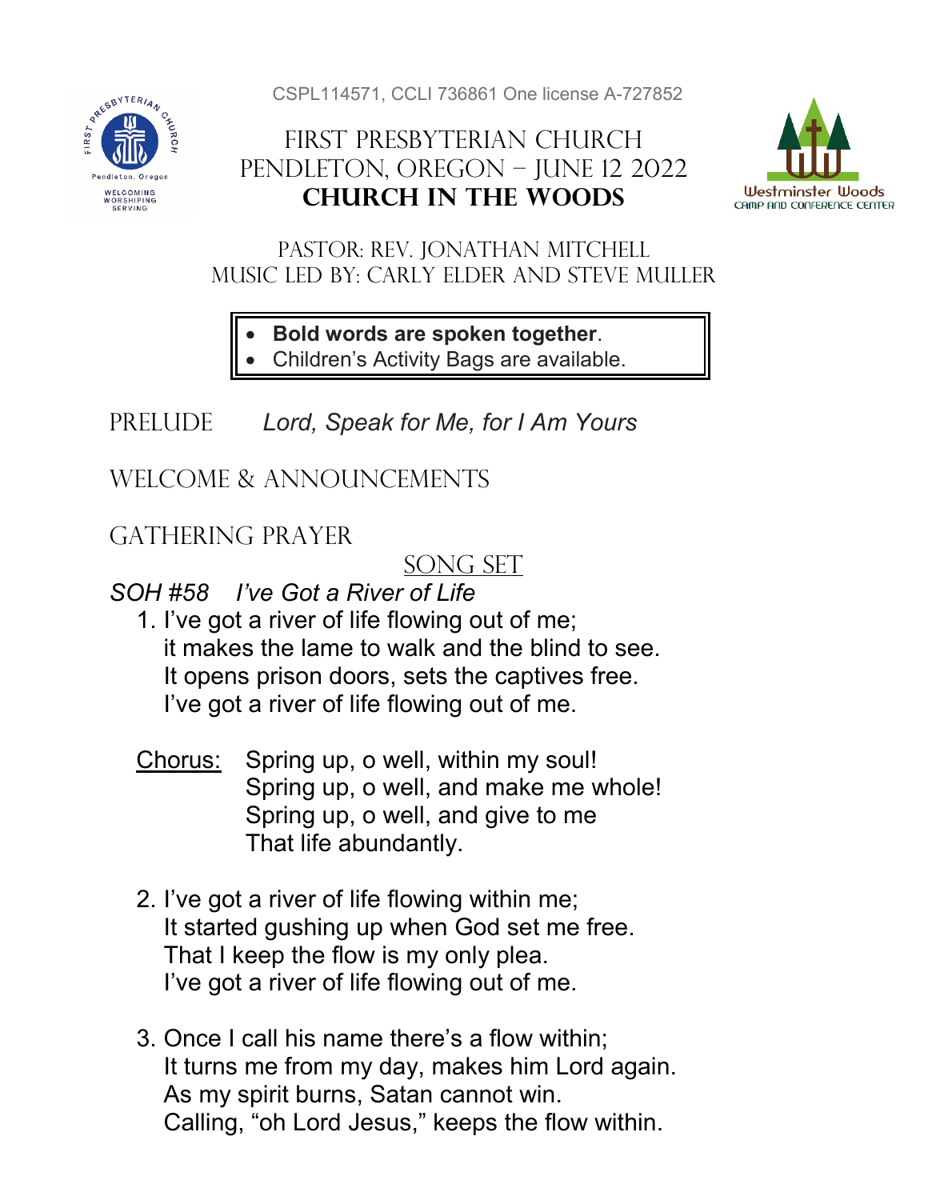CSPL114571, CCLI 736861 One license A-727852

# First Presbyterian Church
## Pendleton, Oregon – June 12 2022
## **Church in the Woods**

Pastor: Rev. Jonathan Mitchell
Music led by: Carly Elder and Steve Muller

- **Bold words are spoken together**.
- Children's Activity Bags are available.

Prelude *Lord, Speak for Me, for I Am Yours*

Welcome & Announcements

Gathering Prayer

## Song Set

*SOH #58 I've Got a River of Life*

1. I've got a river of life flowing out of me;
   it makes the lame to walk and the blind to see.
   It opens prison doors, sets the captives free.
   I've got a river of life flowing out of me.

   Chorus: Spring up, o well, within my soul!
   Spring up, o well, and make me whole!
   Spring up, o well, and give to me
   That life abundantly.

2. I've got a river of life flowing within me;
   It started gushing up when God set me free.
   That I keep the flow is my only plea.
   I've got a river of life flowing out of me.

3. Once I call his name there's a flow within;
   It turns me from my day, makes him Lord again.
   As my spirit burns, Satan cannot win.
   Calling, "oh Lord Jesus," keeps the flow within.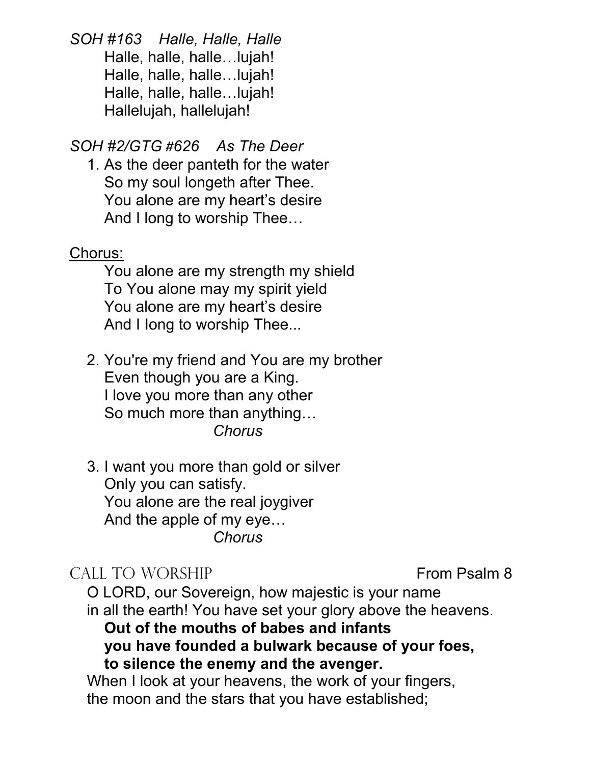*SOH #163    Halle, Halle, Halle*

Halle, halle, halle…lujah!
Halle, halle, halle…lujah!
Halle, halle, halle…lujah!
Hallelujah, hallelujah!

*SOH #2/GTG #626    As The Deer*

1. As the deer panteth for the water
   So my soul longeth after Thee.
   You alone are my heart's desire
   And I long to worship Thee…

Chorus:

You alone are my strength my shield
To You alone may my spirit yield
You alone are my heart's desire
And I long to worship Thee...

2. You're my friend and You are my brother
   Even though you are a King.
   I love you more than any other
   So much more than anything…
   *Chorus*

3. I want you more than gold or silver
   Only you can satisfy.
   You alone are the real joygiver
   And the apple of my eye…
   *Chorus*

## CALL TO WORSHIP    From Psalm 8

O LORD, our Sovereign, how majestic is your name
in all the earth! You have set your glory above the heavens.
**Out of the mouths of babes and infants**
**you have founded a bulwark because of your foes,**
**to silence the enemy and the avenger.**
When I look at your heavens, the work of your fingers,
the moon and the stars that you have established;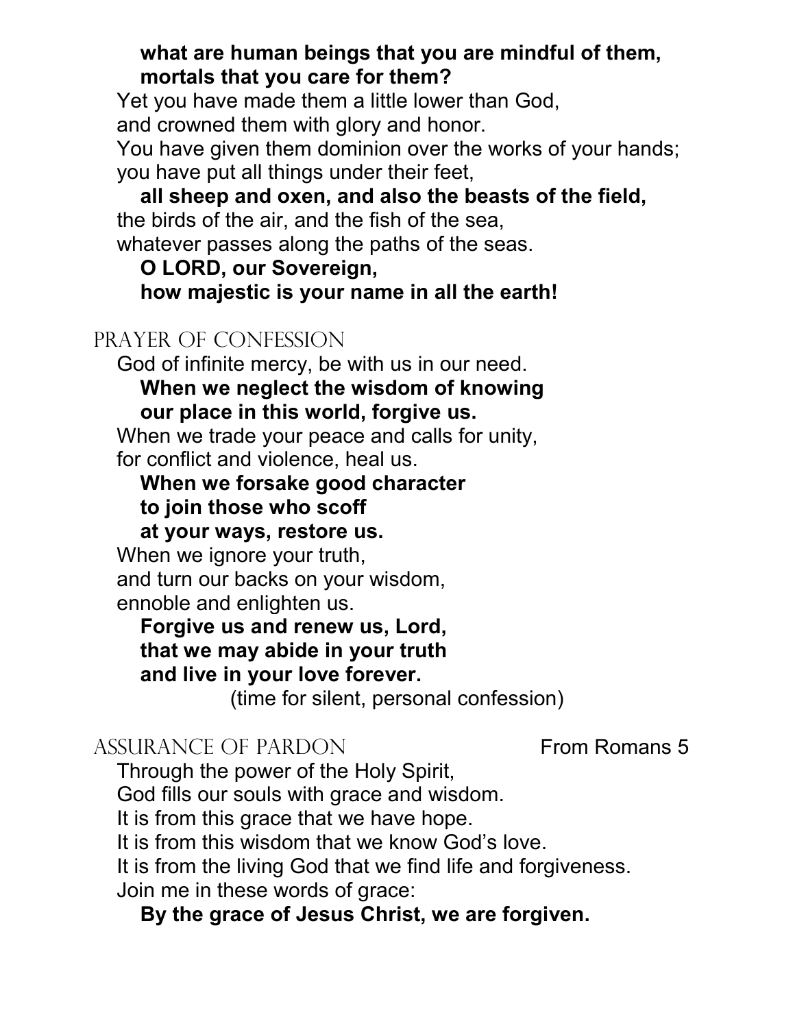**what are human beings that you are mindful of them,**
**mortals that you care for them?**

Yet you have made them a little lower than God,
and crowned them with glory and honor.
You have given them dominion over the works of your hands;
you have put all things under their feet,

**all sheep and oxen, and also the beasts of the field,**

the birds of the air, and the fish of the sea,
whatever passes along the paths of the seas.

**O LORD, our Sovereign,**
**how majestic is your name in all the earth!**

## Prayer of Confession

God of infinite mercy, be with us in our need.

**When we neglect the wisdom of knowing**
**our place in this world, forgive us.**

When we trade your peace and calls for unity,
for conflict and violence, heal us.

**When we forsake good character**
**to join those who scoff**
**at your ways, restore us.**

When we ignore your truth,
and turn our backs on your wisdom,
ennoble and enlighten us.

**Forgive us and renew us, Lord,**
**that we may abide in your truth**
**and live in your love forever.**

(time for silent, personal confession)

## Assurance of Pardon — From Romans 5

Through the power of the Holy Spirit,
God fills our souls with grace and wisdom.
It is from this grace that we have hope.
It is from this wisdom that we know God's love.
It is from the living God that we find life and forgiveness.
Join me in these words of grace:

**By the grace of Jesus Christ, we are forgiven.**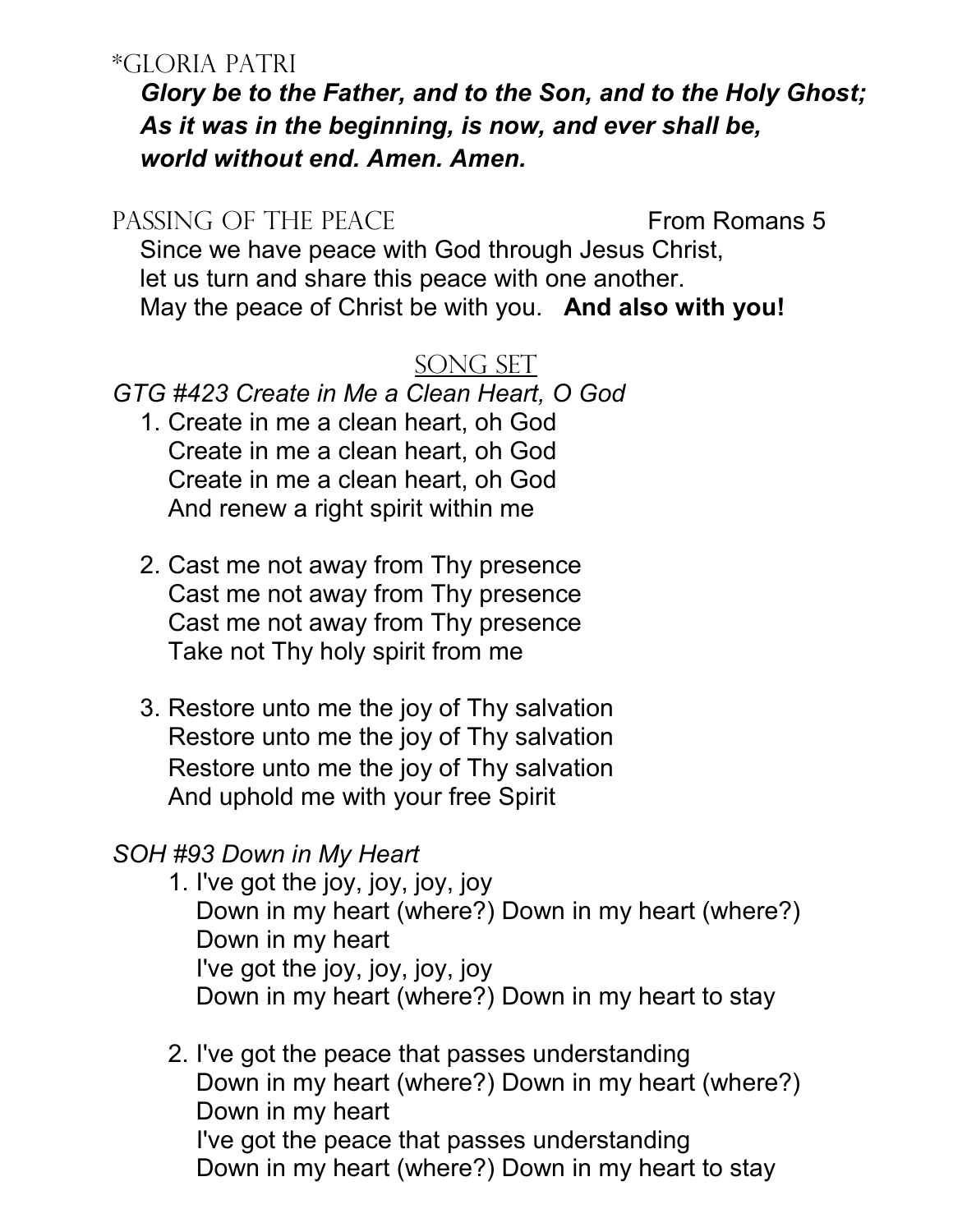## \*Gloria Patri

***Glory be to the Father, and to the Son, and to the Holy Ghost;***
***As it was in the beginning, is now, and ever shall be,***
***world without end. Amen. Amen.***

## Passing of the Peace — From Romans 5

Since we have peace with God through Jesus Christ,
let us turn and share this peace with one another.
May the peace of Christ be with you. **And also with you!**

## Song Set

*GTG #423 Create in Me a Clean Heart, O God*

1. Create in me a clean heart, oh God
   Create in me a clean heart, oh God
   Create in me a clean heart, oh God
   And renew a right spirit within me

2. Cast me not away from Thy presence
   Cast me not away from Thy presence
   Cast me not away from Thy presence
   Take not Thy holy spirit from me

3. Restore unto me the joy of Thy salvation
   Restore unto me the joy of Thy salvation
   Restore unto me the joy of Thy salvation
   And uphold me with your free Spirit

*SOH #93 Down in My Heart*

1. I've got the joy, joy, joy, joy
   Down in my heart (where?) Down in my heart (where?)
   Down in my heart
   I've got the joy, joy, joy, joy
   Down in my heart (where?) Down in my heart to stay

2. I've got the peace that passes understanding
   Down in my heart (where?) Down in my heart (where?)
   Down in my heart
   I've got the peace that passes understanding
   Down in my heart (where?) Down in my heart to stay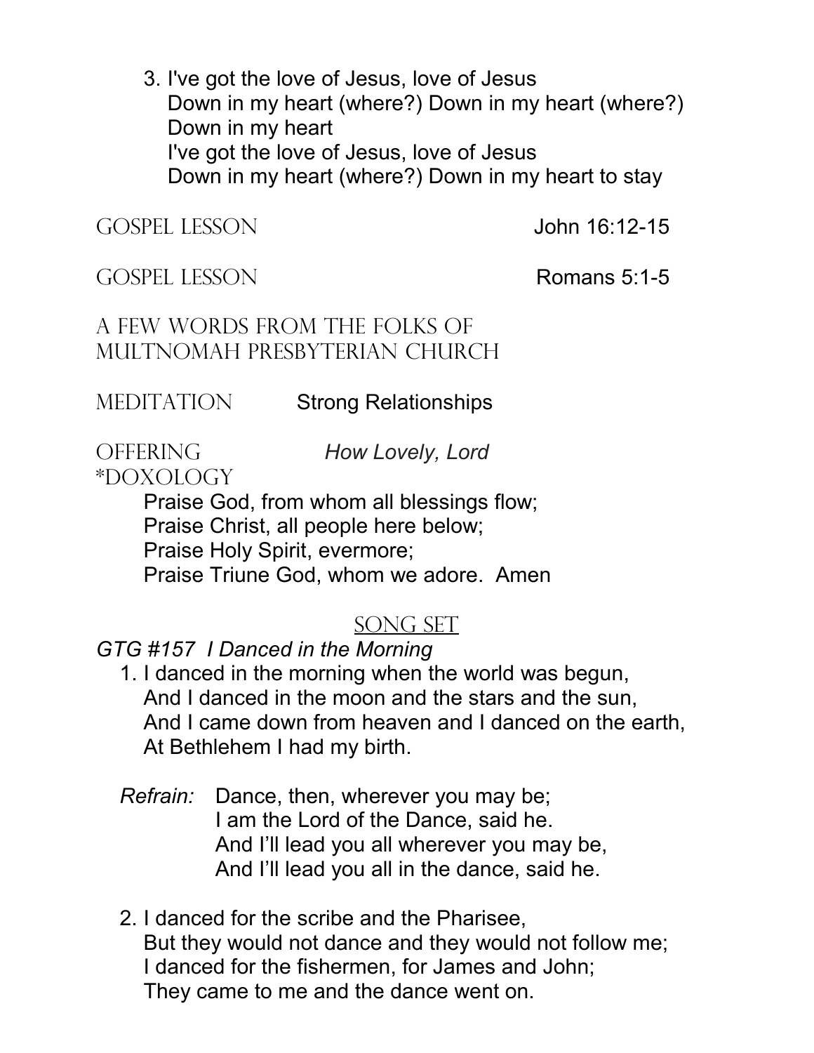3. I've got the love of Jesus, love of Jesus
   Down in my heart (where?) Down in my heart (where?)
   Down in my heart
   I've got the love of Jesus, love of Jesus
   Down in my heart (where?) Down in my heart to stay

GOSPEL LESSON John 16:12-15

GOSPEL LESSON Romans 5:1-5

A FEW WORDS FROM THE FOLKS OF MULTNOMAH PRESBYTERIAN CHURCH

MEDITATION Strong Relationships

OFFERING *How Lovely, Lord*

*DOXOLOGY

Praise God, from whom all blessings flow;
Praise Christ, all people here below;
Praise Holy Spirit, evermore;
Praise Triune God, whom we adore. Amen

## SONG SET

*GTG #157 I Danced in the Morning*

1. I danced in the morning when the world was begun,
   And I danced in the moon and the stars and the sun,
   And I came down from heaven and I danced on the earth,
   At Bethlehem I had my birth.

*Refrain:* Dance, then, wherever you may be;
I am the Lord of the Dance, said he.
And I'll lead you all wherever you may be,
And I'll lead you all in the dance, said he.

2. I danced for the scribe and the Pharisee,
   But they would not dance and they would not follow me;
   I danced for the fishermen, for James and John;
   They came to me and the dance went on.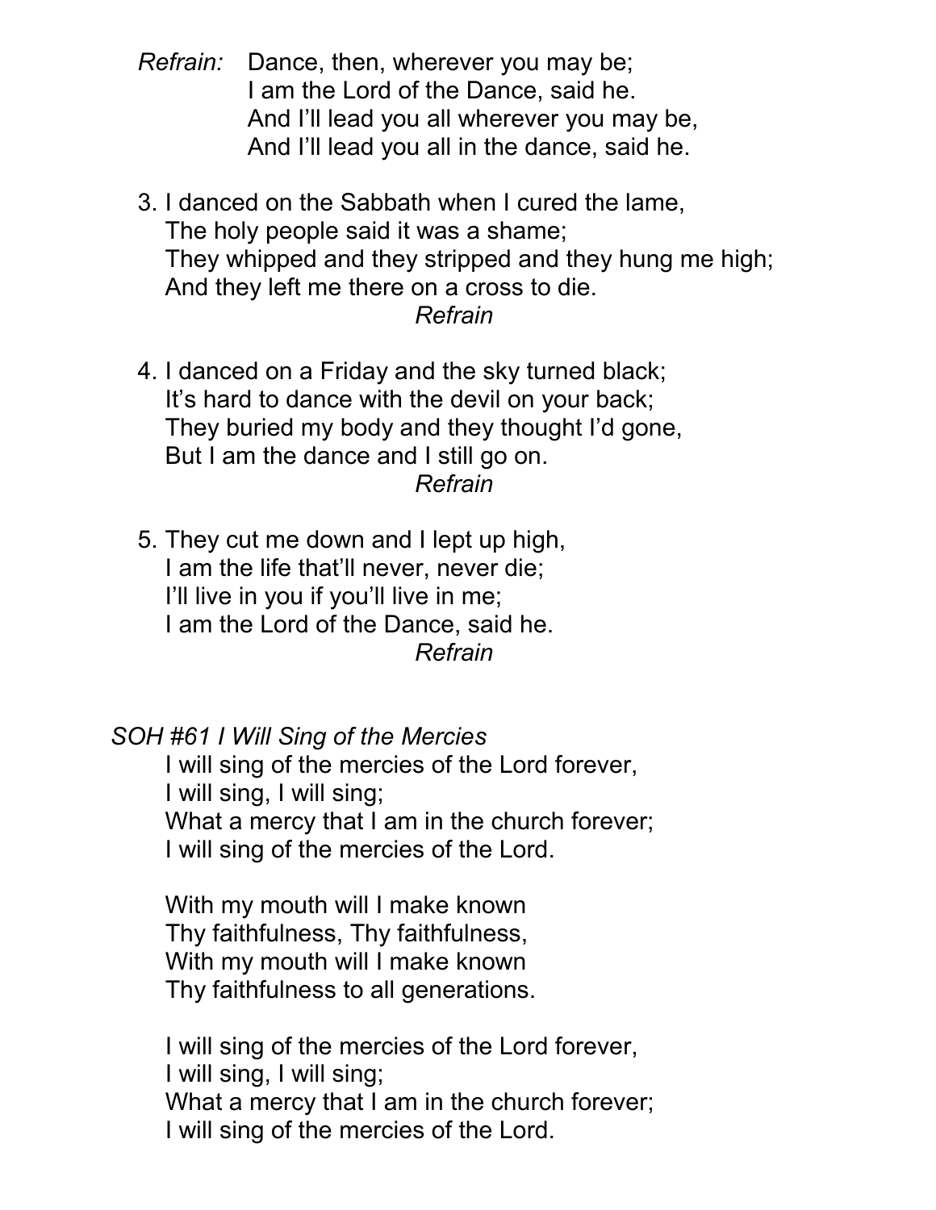*Refrain:* Dance, then, wherever you may be;
I am the Lord of the Dance, said he.
And I'll lead you all wherever you may be,
And I'll lead you all in the dance, said he.

3. I danced on the Sabbath when I cured the lame,
The holy people said it was a shame;
They whipped and they stripped and they hung me high;
And they left me there on a cross to die.
*Refrain*

4. I danced on a Friday and the sky turned black;
It's hard to dance with the devil on your back;
They buried my body and they thought I'd gone,
But I am the dance and I still go on.
*Refrain*

5. They cut me down and I lept up high,
I am the life that'll never, never die;
I'll live in you if you'll live in me;
I am the Lord of the Dance, said he.
*Refrain*

*SOH #61 I Will Sing of the Mercies*

I will sing of the mercies of the Lord forever,
I will sing, I will sing;
What a mercy that I am in the church forever;
I will sing of the mercies of the Lord.

With my mouth will I make known
Thy faithfulness, Thy faithfulness,
With my mouth will I make known
Thy faithfulness to all generations.

I will sing of the mercies of the Lord forever,
I will sing, I will sing;
What a mercy that I am in the church forever;
I will sing of the mercies of the Lord.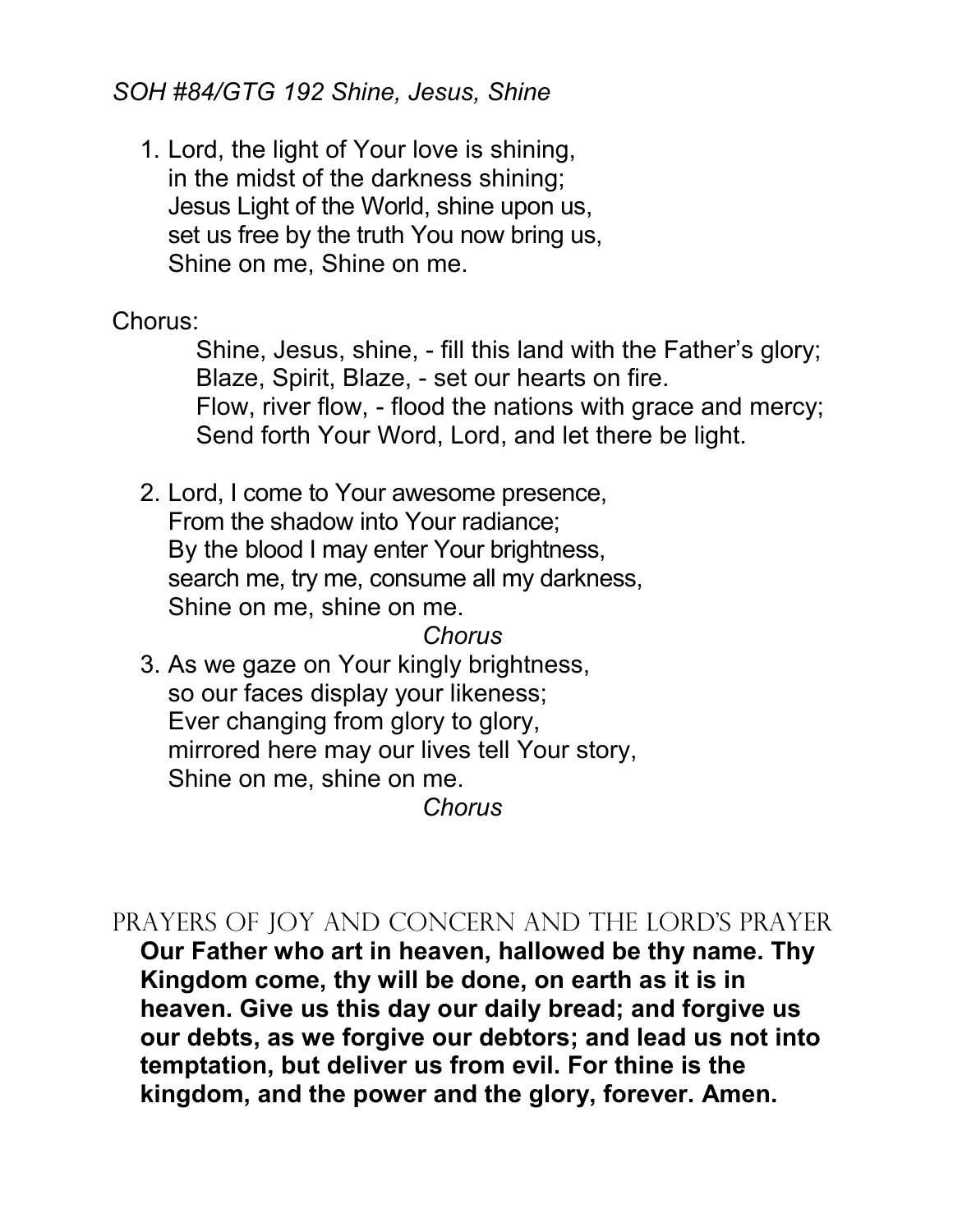*SOH #84/GTG 192 Shine, Jesus, Shine*

1. Lord, the light of Your love is shining,
   in the midst of the darkness shining;
   Jesus Light of the World, shine upon us,
   set us free by the truth You now bring us,
   Shine on me, Shine on me.

Chorus:

> Shine, Jesus, shine, - fill this land with the Father's glory;
> Blaze, Spirit, Blaze, - set our hearts on fire.
> Flow, river flow, - flood the nations with grace and mercy;
> Send forth Your Word, Lord, and let there be light.

2. Lord, I come to Your awesome presence,
   From the shadow into Your radiance;
   By the blood I may enter Your brightness,
   search me, try me, consume all my darkness,
   Shine on me, shine on me.
   *Chorus*
3. As we gaze on Your kingly brightness,
   so our faces display your likeness;
   Ever changing from glory to glory,
   mirrored here may our lives tell Your story,
   Shine on me, shine on me.
   *Chorus*

## Prayers of Joy and Concern and the Lord's Prayer

**Our Father who art in heaven, hallowed be thy name. Thy Kingdom come, thy will be done, on earth as it is in heaven. Give us this day our daily bread; and forgive us our debts, as we forgive our debtors; and lead us not into temptation, but deliver us from evil. For thine is the kingdom, and the power and the glory, forever. Amen.**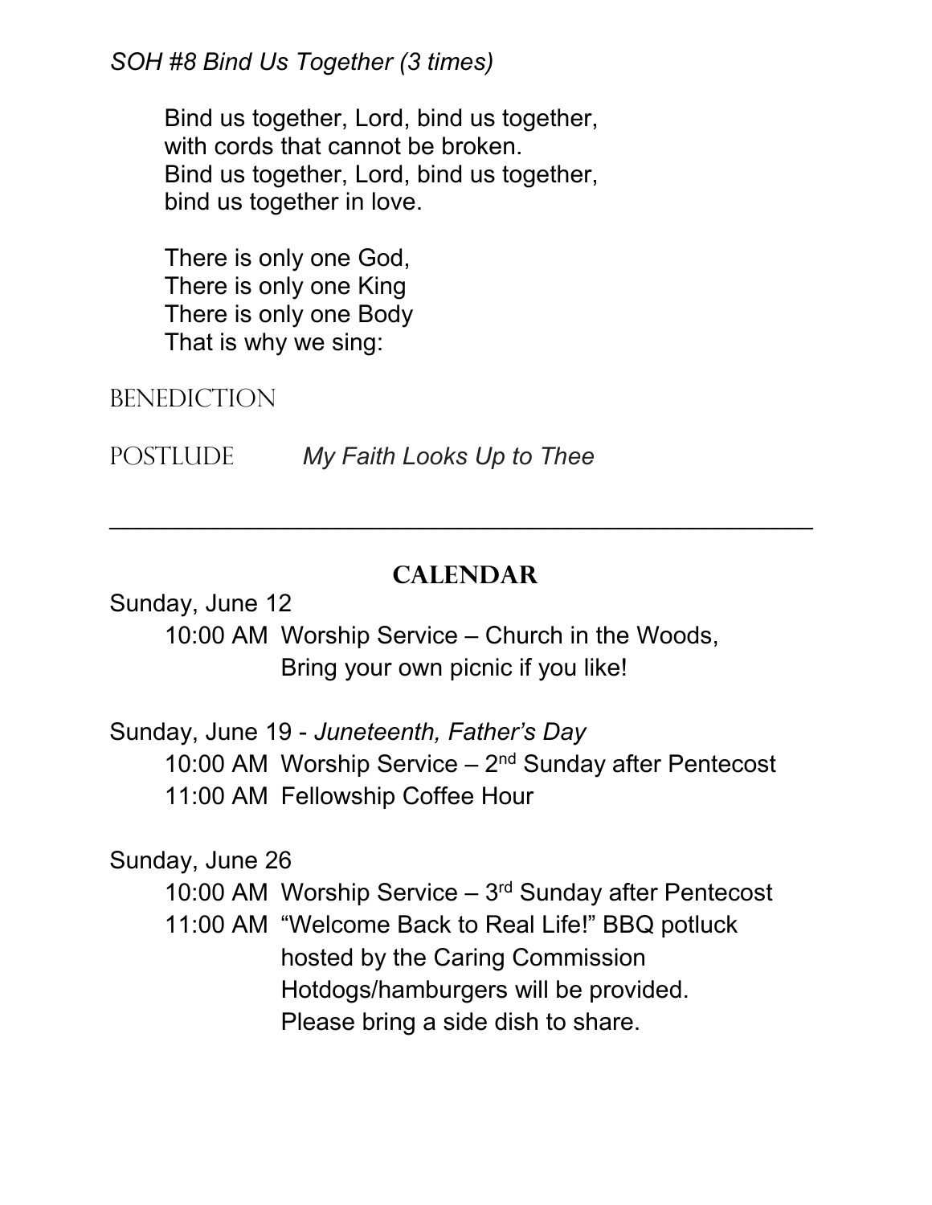*SOH #8 Bind Us Together (3 times)*

Bind us together, Lord, bind us together,
with cords that cannot be broken.
Bind us together, Lord, bind us together,
bind us together in love.

There is only one God,
There is only one King
There is only one Body
That is why we sing:

BENEDICTION

POSTLUDE *My Faith Looks Up to Thee*

---

## CALENDAR

Sunday, June 12

10:00 AM Worship Service – Church in the Woods,
Bring your own picnic if you like!

Sunday, June 19 - *Juneteenth, Father's Day*

10:00 AM Worship Service – 2nd Sunday after Pentecost
11:00 AM Fellowship Coffee Hour

Sunday, June 26

10:00 AM Worship Service – 3rd Sunday after Pentecost
11:00 AM "Welcome Back to Real Life!" BBQ potluck
hosted by the Caring Commission
Hotdogs/hamburgers will be provided.
Please bring a side dish to share.